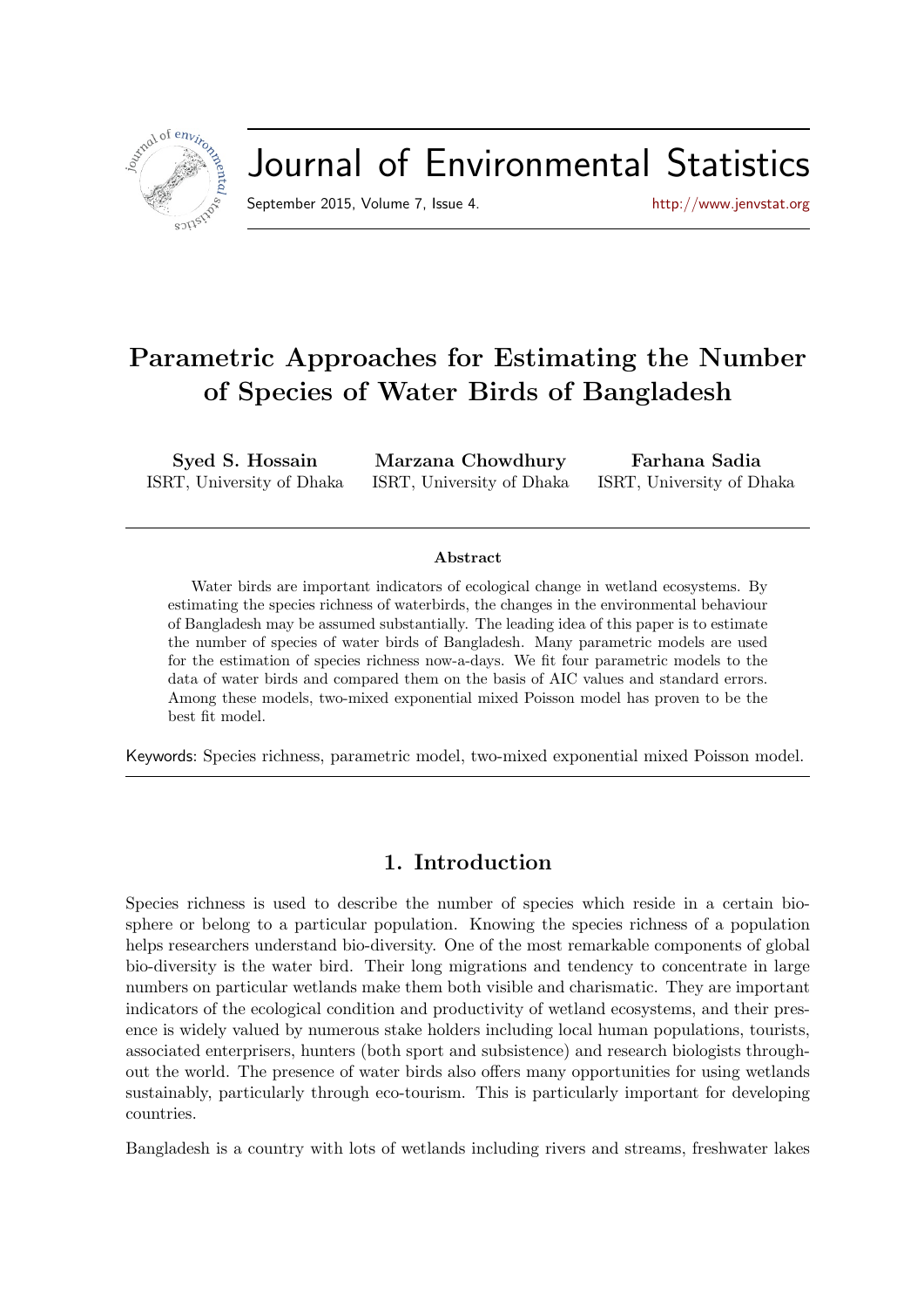# Parametric Approaches for Estimating the Number of Species of Water Birds of Bangladesh

**Syed S. Hossain**
ISRT, University of Dhaka

**Marzana Chowdhury**
ISRT, University of Dhaka

**Farhana Sadia**
ISRT, University of Dhaka

### Abstract

Water birds are important indicators of ecological change in wetland ecosystems. By estimating the species richness of waterbirds, the changes in the environmental behaviour of Bangladesh may be assumed substantially. The leading idea of this paper is to estimate the number of species of water birds of Bangladesh. Many parametric models are used for the estimation of species richness now-a-days. We fit four parametric models to the data of water birds and compared them on the basis of AIC values and standard errors. Among these models, two-mixed exponential mixed Poisson model has proven to be the best fit model.

Keywords: Species richness, parametric model, two-mixed exponential mixed Poisson model.

## 1. Introduction

Species richness is used to describe the number of species which reside in a certain biosphere or belong to a particular population. Knowing the species richness of a population helps researchers understand bio-diversity. One of the most remarkable components of global bio-diversity is the water bird. Their long migrations and tendency to concentrate in large numbers on particular wetlands make them both visible and charismatic. They are important indicators of the ecological condition and productivity of wetland ecosystems, and their presence is widely valued by numerous stake holders including local human populations, tourists, associated enterprisers, hunters (both sport and subsistence) and research biologists throughout the world. The presence of water birds also offers many opportunities for using wetlands sustainably, particularly through eco-tourism. This is particularly important for developing countries.

Bangladesh is a country with lots of wetlands including rivers and streams, freshwater lakes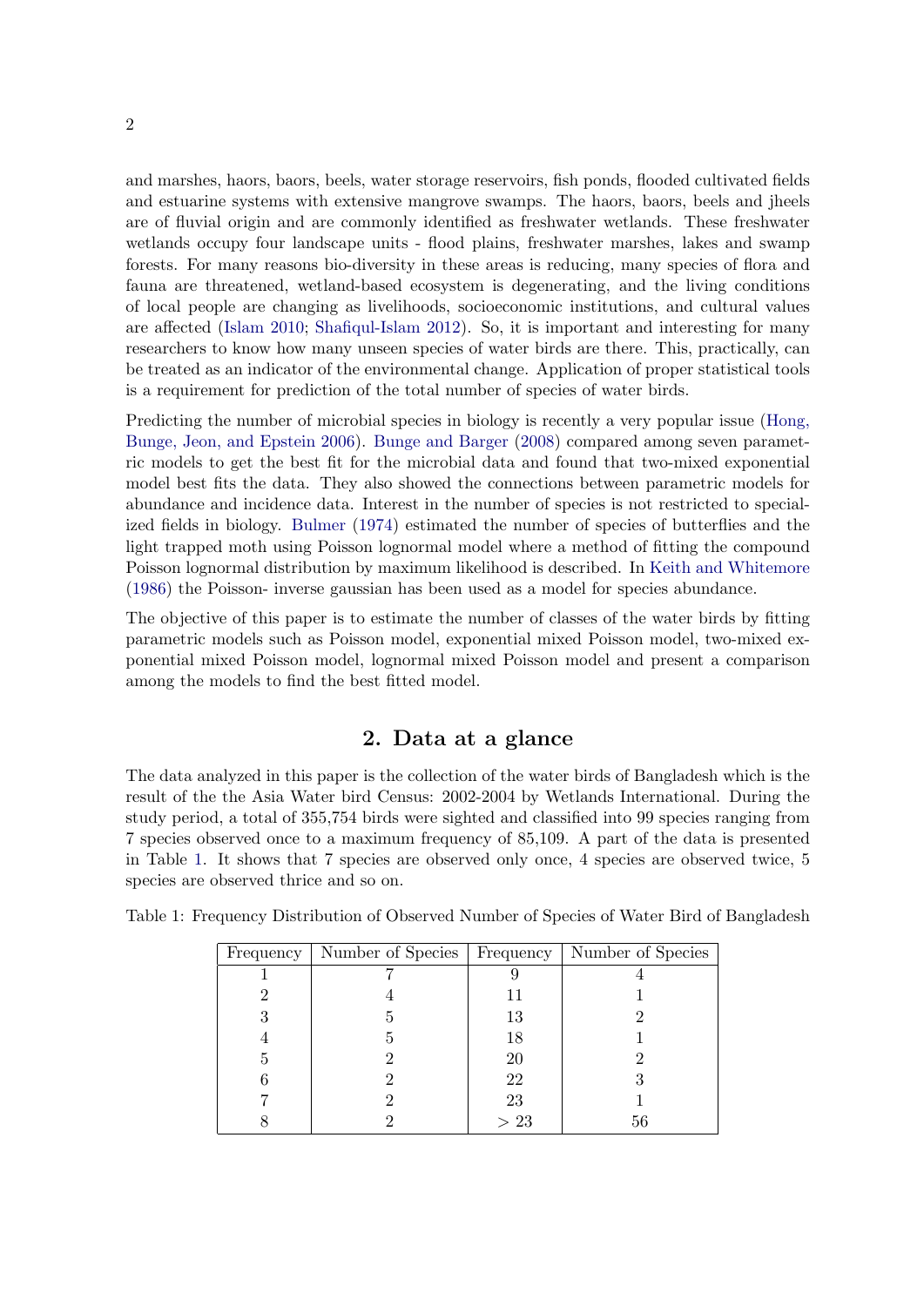and marshes, haors, baors, beels, water storage reservoirs, fish ponds, flooded cultivated fields and estuarine systems with extensive mangrove swamps. The haors, baors, beels and jheels are of fluvial origin and are commonly identified as freshwater wetlands. These freshwater wetlands occupy four landscape units - flood plains, freshwater marshes, lakes and swamp forests. For many reasons bio-diversity in these areas is reducing, many species of flora and fauna are threatened, wetland-based ecosystem is degenerating, and the living conditions of local people are changing as livelihoods, socioeconomic institutions, and cultural values are affected (Islam 2010; Shafiqul-Islam 2012). So, it is important and interesting for many researchers to know how many unseen species of water birds are there. This, practically, can be treated as an indicator of the environmental change. Application of proper statistical tools is a requirement for prediction of the total number of species of water birds.

Predicting the number of microbial species in biology is recently a very popular issue (Hong, Bunge, Jeon, and Epstein 2006). Bunge and Barger (2008) compared among seven parametric models to get the best fit for the microbial data and found that two-mixed exponential model best fits the data. They also showed the connections between parametric models for abundance and incidence data. Interest in the number of species is not restricted to specialized fields in biology. Bulmer (1974) estimated the number of species of butterflies and the light trapped moth using Poisson lognormal model where a method of fitting the compound Poisson lognormal distribution by maximum likelihood is described. In Keith and Whitemore (1986) the Poisson- inverse gaussian has been used as a model for species abundance.

The objective of this paper is to estimate the number of classes of the water birds by fitting parametric models such as Poisson model, exponential mixed Poisson model, two-mixed exponential mixed Poisson model, lognormal mixed Poisson model and present a comparison among the models to find the best fitted model.

## 2. Data at a glance

The data analyzed in this paper is the collection of the water birds of Bangladesh which is the result of the the Asia Water bird Census: 2002-2004 by Wetlands International. During the study period, a total of 355,754 birds were sighted and classified into 99 species ranging from 7 species observed once to a maximum frequency of 85,109. A part of the data is presented in Table 1. It shows that 7 species are observed only once, 4 species are observed twice, 5 species are observed thrice and so on.

Table 1: Frequency Distribution of Observed Number of Species of Water Bird of Bangladesh

| Frequency | Number of Species | Frequency | Number of Species |
|---|---|---|---|
| 1 | 7 | 9 | 4 |
| 2 | 4 | 11 | 1 |
| 3 | 5 | 13 | 2 |
| 4 | 5 | 18 | 1 |
| 5 | 2 | 20 | 2 |
| 6 | 2 | 22 | 3 |
| 7 | 2 | 23 | 1 |
| 8 | 2 | $> 23$ | 56 |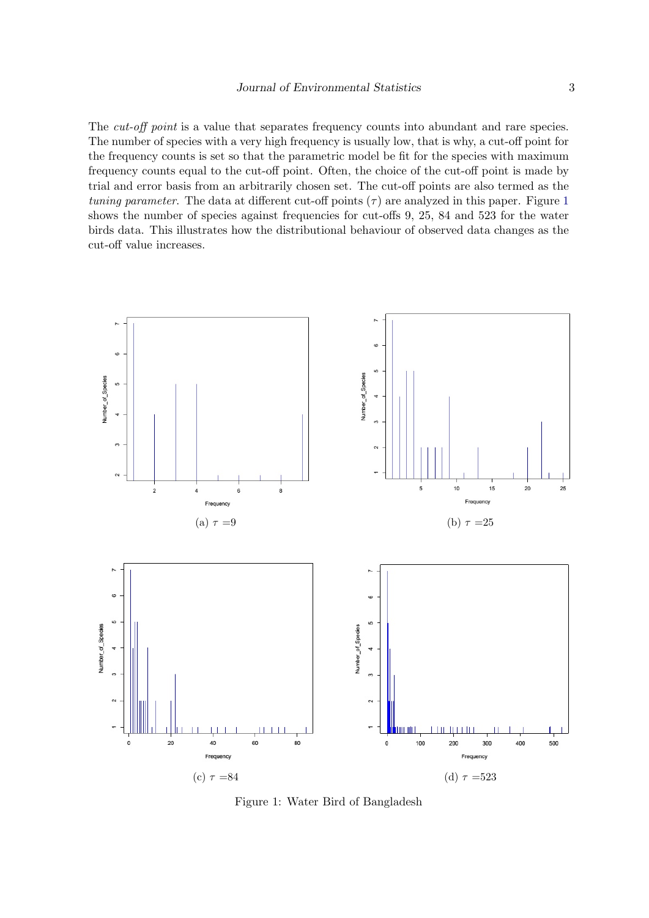The *cut-off point* is a value that separates frequency counts into abundant and rare species. The number of species with a very high frequency is usually low, that is why, a cut-off point for the frequency counts is set so that the parametric model be fit for the species with maximum frequency counts equal to the cut-off point. Often, the choice of the cut-off point is made by trial and error basis from an arbitrarily chosen set. The cut-off points are also termed as the *tuning parameter*. The data at different cut-off points ($\tau$) are analyzed in this paper. Figure 1 shows the number of species against frequencies for cut-offs 9, 25, 84 and 523 for the water birds data. This illustrates how the distributional behaviour of observed data changes as the cut-off value increases.

(a) $\tau$ =9

(b) $\tau$ =25

(c) $\tau$ =84

(d) $\tau$ =523

Figure 1: Water Bird of Bangladesh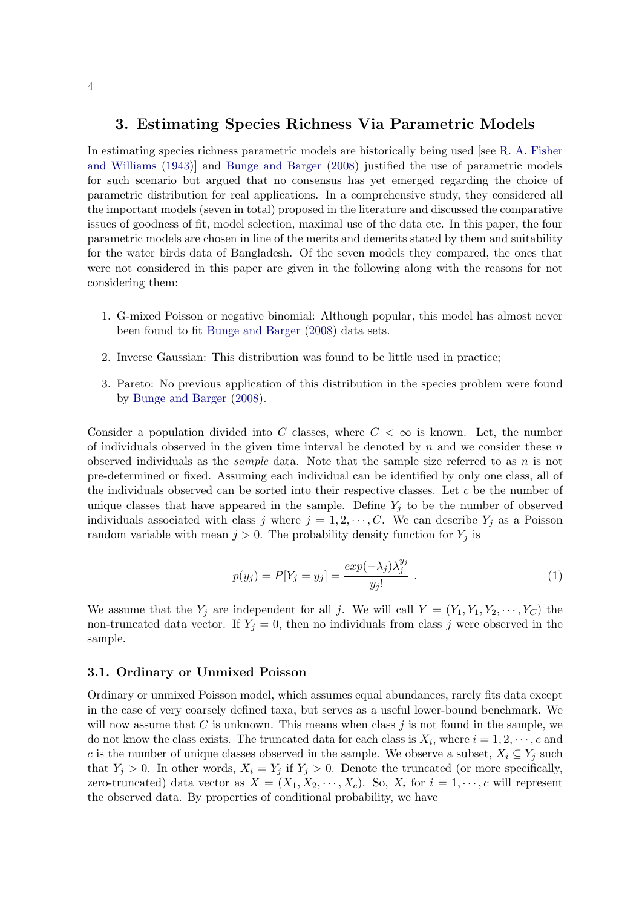## 3. Estimating Species Richness Via Parametric Models

In estimating species richness parametric models are historically being used [see R. A. Fisher and Williams (1943)] and Bunge and Barger (2008) justified the use of parametric models for such scenario but argued that no consensus has yet emerged regarding the choice of parametric distribution for real applications. In a comprehensive study, they considered all the important models (seven in total) proposed in the literature and discussed the comparative issues of goodness of fit, model selection, maximal use of the data etc. In this paper, the four parametric models are chosen in line of the merits and demerits stated by them and suitability for the water birds data of Bangladesh. Of the seven models they compared, the ones that were not considered in this paper are given in the following along with the reasons for not considering them:

1. G-mixed Poisson or negative binomial: Although popular, this model has almost never been found to fit Bunge and Barger (2008) data sets.
2. Inverse Gaussian: This distribution was found to be little used in practice;
3. Pareto: No previous application of this distribution in the species problem were found by Bunge and Barger (2008).

Consider a population divided into $C$ classes, where $C < \infty$ is known. Let, the number of individuals observed in the given time interval be denoted by $n$ and we consider these $n$ observed individuals as the *sample* data. Note that the sample size referred to as $n$ is not pre-determined or fixed. Assuming each individual can be identified by only one class, all of the individuals observed can be sorted into their respective classes. Let $c$ be the number of unique classes that have appeared in the sample. Define $Y_j$ to be the number of observed individuals associated with class $j$ where $j = 1, 2, \cdots, C$. We can describe $Y_j$ as a Poisson random variable with mean $j > 0$. The probability density function for $Y_j$ is

$$p(y_j) = P[Y_j = y_j] = \frac{exp(-\lambda_j)\lambda_j^{y_j}}{y_j!} \ . \tag{1}$$

We assume that the $Y_j$ are independent for all $j$. We will call $Y = (Y_1, Y_1, Y_2, \cdots, Y_C)$ the non-truncated data vector. If $Y_j = 0$, then no individuals from class $j$ were observed in the sample.

### 3.1. Ordinary or Unmixed Poisson

Ordinary or unmixed Poisson model, which assumes equal abundances, rarely fits data except in the case of very coarsely defined taxa, but serves as a useful lower-bound benchmark. We will now assume that $C$ is unknown. This means when class $j$ is not found in the sample, we do not know the class exists. The truncated data for each class is $X_i$, where $i = 1, 2, \cdots, c$ and $c$ is the number of unique classes observed in the sample. We observe a subset, $X_i \subseteq Y_j$ such that $Y_j > 0$. In other words, $X_i = Y_j$ if $Y_j > 0$. Denote the truncated (or more specifically, zero-truncated) data vector as $X = (X_1, X_2, \cdots, X_c)$. So, $X_i$ for $i = 1, \cdots, c$ will represent the observed data. By properties of conditional probability, we have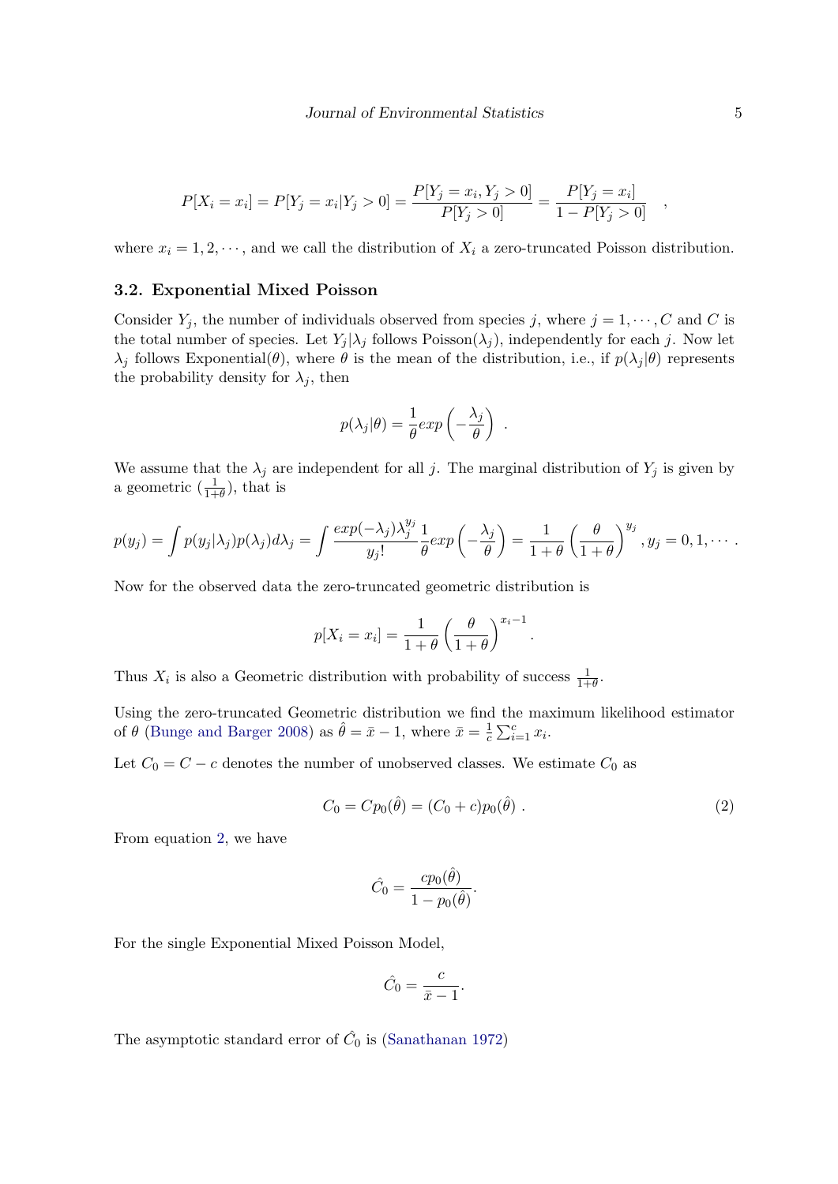$$P[X_i = x_i] = P[Y_j = x_i | Y_j > 0] = \frac{P[Y_j = x_i, Y_j > 0]}{P[Y_j > 0]} = \frac{P[Y_j = x_i]}{1 - P[Y_j > 0]} \quad ,$$

where $x_i = 1, 2, \cdots$, and we call the distribution of $X_i$ a zero-truncated Poisson distribution.

### 3.2. Exponential Mixed Poisson

Consider $Y_j$, the number of individuals observed from species $j$, where $j = 1, \cdots, C$ and $C$ is the total number of species. Let $Y_j | \lambda_j$ follows Poisson($\lambda_j$), independently for each $j$. Now let $\lambda_j$ follows Exponential($\theta$), where $\theta$ is the mean of the distribution, i.e., if $p(\lambda_j | \theta)$ represents the probability density for $\lambda_j$, then

$$p(\lambda_j | \theta) = \frac{1}{\theta} exp\left(-\frac{\lambda_j}{\theta}\right) \ .$$

We assume that the $\lambda_j$ are independent for all $j$. The marginal distribution of $Y_j$ is given by a geometric $(\frac{1}{1+\theta})$, that is

$$p(y_j) = \int p(y_j|\lambda_j) p(\lambda_j) d\lambda_j = \int \frac{exp(-\lambda_j)\lambda_j^{y_j}}{y_j!} \frac{1}{\theta} exp\left(-\frac{\lambda_j}{\theta}\right) = \frac{1}{1+\theta}\left(\frac{\theta}{1+\theta}\right)^{y_j}, y_j = 0, 1, \cdots .$$

Now for the observed data the zero-truncated geometric distribution is

$$p[X_i = x_i] = \frac{1}{1+\theta}\left(\frac{\theta}{1+\theta}\right)^{x_i - 1} .$$

Thus $X_i$ is also a Geometric distribution with probability of success $\frac{1}{1+\theta}$.

Using the zero-truncated Geometric distribution we find the maximum likelihood estimator of $\theta$ (Bunge and Barger 2008) as $\hat{\theta} = \bar{x} - 1$, where $\bar{x} = \frac{1}{c}\sum_{i=1}^{c} x_i$.

Let $C_0 = C - c$ denotes the number of unobserved classes. We estimate $C_0$ as

$$C_0 = C p_0(\hat{\theta}) = (C_0 + c) p_0(\hat{\theta}) \ . \tag{2}$$

From equation 2, we have

$$\hat{C_0} = \frac{c p_0(\hat{\theta})}{1 - p_0(\hat{\theta})}.$$

For the single Exponential Mixed Poisson Model,

$$\hat{C_0} = \frac{c}{\bar{x} - 1}.$$

The asymptotic standard error of $\hat{C_0}$ is (Sanathanan 1972)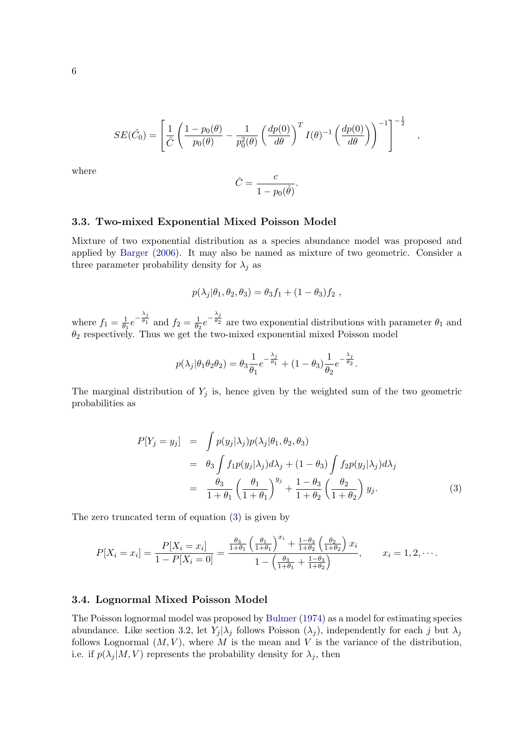$$SE(\hat{C_0}) = \left[ \frac{1}{\hat{C}} \left( \frac{1 - p_0(\theta)}{p_0(\theta)} - \frac{1}{p_0^2(\theta)} \left( \frac{dp(0)}{d\theta} \right)^T I(\theta)^{-1} \left( \frac{dp(0)}{d\theta} \right) \right)^{-1} \right]^{-\frac{1}{2}} \quad ,$$

where

$$\hat{C} = \frac{c}{1 - p_0(\hat{\theta})}.$$

### 3.3. Two-mixed Exponential Mixed Poisson Model

Mixture of two exponential distribution as a species abundance model was proposed and applied by Barger (2006). It may also be named as mixture of two geometric. Consider a three parameter probability density for $\lambda_j$ as

$$p(\lambda_j|\theta_1, \theta_2, \theta_3) = \theta_3 f_1 + (1 - \theta_3) f_2 \ ,$$

where $f_1 = \frac{1}{\theta_1} e^{-\frac{\lambda_j}{\theta_1}}$ and $f_2 = \frac{1}{\theta_2} e^{-\frac{\lambda_j}{\theta_2}}$ are two exponential distributions with parameter $\theta_1$ and $\theta_2$ respectively. Thus we get the two-mixed exponential mixed Poisson model

$$p(\lambda_j|\theta_1\theta_2\theta_2) = \theta_3 \frac{1}{\theta_1} e^{-\frac{\lambda_j}{\theta_1}} + (1 - \theta_3) \frac{1}{\theta_2} e^{-\frac{\lambda_j}{\theta_2}}.$$

The marginal distribution of $Y_j$ is, hence given by the weighted sum of the two geometric probabilities as

$$\begin{aligned}
P[Y_j = y_j] &= \int p(y_j|\lambda_j) p(\lambda_j|\theta_1, \theta_2, \theta_3) \\
&= \theta_3 \int f_1 p(y_j|\lambda_j) d\lambda_j + (1 - \theta_3) \int f_2 p(y_j|\lambda_j) d\lambda_j \\
&= \frac{\theta_3}{1 + \theta_1} \left( \frac{\theta_1}{1 + \theta_1} \right)^{y_j} + \frac{1 - \theta_3}{1 + \theta_2} \left( \frac{\theta_2}{1 + \theta_2} \right) y_j.
\end{aligned} \tag{3}$$

The zero truncated term of equation (3) is given by

$$P[X_i = x_i] = \frac{P[X_i = x_i]}{1 - P[X_i = 0]} = \frac{\frac{\theta_3}{1+\theta_1} \left( \frac{\theta_1}{1+\theta_1} \right)^{x_i} + \frac{1-\theta_3}{1+\theta_2} \left( \frac{\theta_2}{1+\theta_2} \right) x_i}{1 - \left( \frac{\theta_3}{1+\theta_1} + \frac{1-\theta_3}{1+\theta_2} \right)}, \qquad x_i = 1, 2, \cdots.$$

### 3.4. Lognormal Mixed Poisson Model

The Poisson lognormal model was proposed by Bulmer (1974) as a model for estimating species abundance. Like section 3.2, let $Y_j|\lambda_j$ follows Poisson $(\lambda_j)$, independently for each $j$ but $\lambda_j$ follows Lognormal $(M, V)$, where $M$ is the mean and $V$ is the variance of the distribution, i.e. if $p(\lambda_j|M, V)$ represents the probability density for $\lambda_j$, then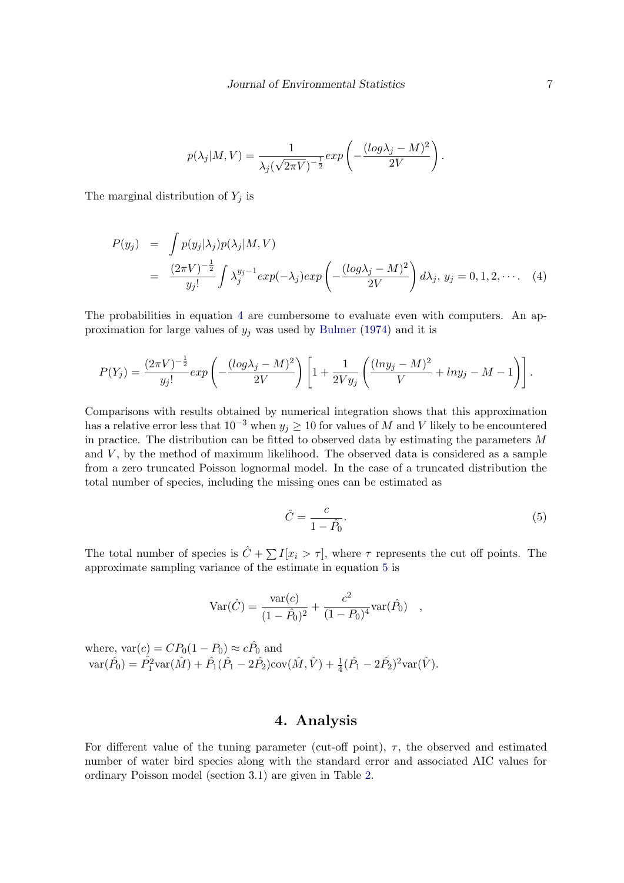$$p(\lambda_j|M,V) = \frac{1}{\lambda_j(\sqrt{2\pi V})^{-\frac{1}{2}}} exp\left(-\frac{(log\lambda_j - M)^2}{2V}\right).$$

The marginal distribution of $Y_j$ is

$$\begin{aligned} P(y_j) &= \int p(y_j|\lambda_j)p(\lambda_j|M,V) \\ &= \frac{(2\pi V)^{-\frac{1}{2}}}{y_j!}\int \lambda_j^{y_j-1} exp(-\lambda_j) exp\left(-\frac{(log\lambda_j - M)^2}{2V}\right) d\lambda_j,\ y_j = 0,1,2,\cdots. \end{aligned} \quad (4)$$

The probabilities in equation 4 are cumbersome to evaluate even with computers. An approximation for large values of $y_j$ was used by Bulmer (1974) and it is

$$P(Y_j) = \frac{(2\pi V)^{-\frac{1}{2}}}{y_j!} exp\left(-\frac{(log\lambda_j - M)^2}{2V}\right)\left[1 + \frac{1}{2Vy_j}\left(\frac{(lny_j - M)^2}{V} + lny_j - M - 1\right)\right].$$

Comparisons with results obtained by numerical integration shows that this approximation has a relative error less that $10^{-3}$ when $y_j \geq 10$ for values of $M$ and $V$ likely to be encountered in practice. The distribution can be fitted to observed data by estimating the parameters $M$ and $V$, by the method of maximum likelihood. The observed data is considered as a sample from a zero truncated Poisson lognormal model. In the case of a truncated distribution the total number of species, including the missing ones can be estimated as

$$\hat{C} = \frac{c}{1 - \hat{P}_0}. \quad (5)$$

The total number of species is $\hat{C} + \sum I[x_i > \tau]$, where $\tau$ represents the cut off points. The approximate sampling variance of the estimate in equation 5 is

$$\text{Var}(\hat{C}) = \frac{\text{var}(c)}{(1 - \hat{P}_0)^2} + \frac{c^2}{(1 - P_0)^4}\text{var}(\hat{P}_0) \quad ,$$

where, $\text{var}(c) = CP_0(1 - P_0) \approx c\hat{P}_0$ and
$\text{var}(\hat{P}_0) = \hat{P}_1^2\text{var}(\hat{M}) + \hat{P}_1(\hat{P}_1 - 2\hat{P}_2)\text{cov}(\hat{M}, \hat{V}) + \frac{1}{4}(\hat{P}_1 - 2\hat{P}_2)^2\text{var}(\hat{V})$.

## 4. Analysis

For different value of the tuning parameter (cut-off point), $\tau$, the observed and estimated number of water bird species along with the standard error and associated AIC values for ordinary Poisson model (section 3.1) are given in Table 2.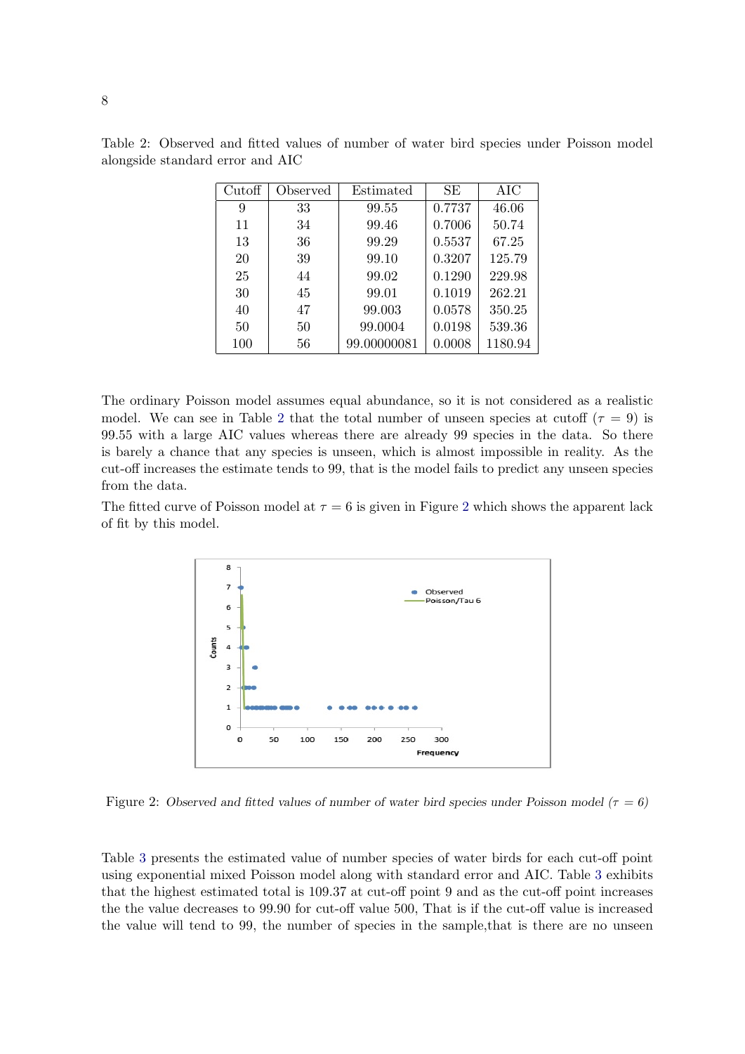Table 2: Observed and fitted values of number of water bird species under Poisson model alongside standard error and AIC

| Cutoff | Observed | Estimated | SE | AIC |
|---|---|---|---|---|
| 9 | 33 | 99.55 | 0.7737 | 46.06 |
| 11 | 34 | 99.46 | 0.7006 | 50.74 |
| 13 | 36 | 99.29 | 0.5537 | 67.25 |
| 20 | 39 | 99.10 | 0.3207 | 125.79 |
| 25 | 44 | 99.02 | 0.1290 | 229.98 |
| 30 | 45 | 99.01 | 0.1019 | 262.21 |
| 40 | 47 | 99.003 | 0.0578 | 350.25 |
| 50 | 50 | 99.0004 | 0.0198 | 539.36 |
| 100 | 56 | 99.00000081 | 0.0008 | 1180.94 |

The ordinary Poisson model assumes equal abundance, so it is not considered as a realistic model. We can see in Table 2 that the total number of unseen species at cutoff ($\tau = 9$) is 99.55 with a large AIC values whereas there are already 99 species in the data. So there is barely a chance that any species is unseen, which is almost impossible in reality. As the cut-off increases the estimate tends to 99, that is the model fails to predict any unseen species from the data.

The fitted curve of Poisson model at $\tau = 6$ is given in Figure 2 which shows the apparent lack of fit by this model.

Figure 2: *Observed and fitted values of number of water bird species under Poisson model* ($\tau = 6$)

Table 3 presents the estimated value of number species of water birds for each cut-off point using exponential mixed Poisson model along with standard error and AIC. Table 3 exhibits that the highest estimated total is 109.37 at cut-off point 9 and as the cut-off point increases the the value decreases to 99.90 for cut-off value 500, That is if the cut-off value is increased the value will tend to 99, the number of species in the sample,that is there are no unseen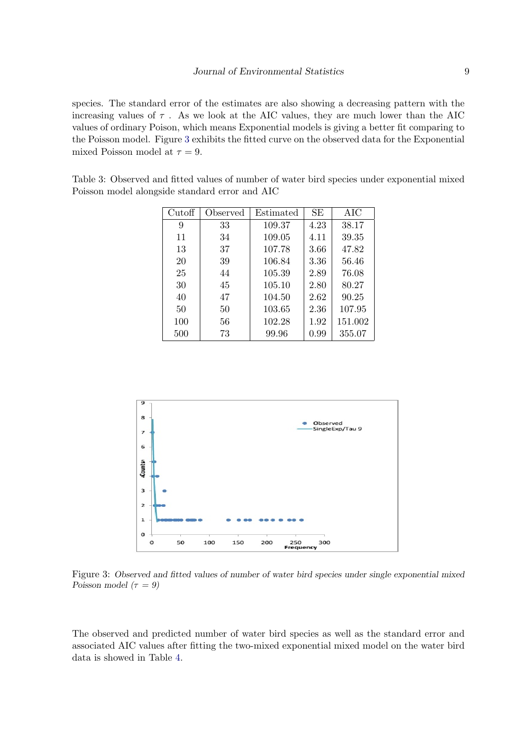species. The standard error of the estimates are also showing a decreasing pattern with the increasing values of $\tau$ . As we look at the AIC values, they are much lower than the AIC values of ordinary Poison, which means Exponential models is giving a better fit comparing to the Poisson model. Figure 3 exhibits the fitted curve on the observed data for the Exponential mixed Poisson model at $\tau = 9$.

Table 3: Observed and fitted values of number of water bird species under exponential mixed Poisson model alongside standard error and AIC

| Cutoff | Observed | Estimated | SE | AIC |
|---|---|---|---|---|
| 9 | 33 | 109.37 | 4.23 | 38.17 |
| 11 | 34 | 109.05 | 4.11 | 39.35 |
| 13 | 37 | 107.78 | 3.66 | 47.82 |
| 20 | 39 | 106.84 | 3.36 | 56.46 |
| 25 | 44 | 105.39 | 2.89 | 76.08 |
| 30 | 45 | 105.10 | 2.80 | 80.27 |
| 40 | 47 | 104.50 | 2.62 | 90.25 |
| 50 | 50 | 103.65 | 2.36 | 107.95 |
| 100 | 56 | 102.28 | 1.92 | 151.002 |
| 500 | 73 | 99.96 | 0.99 | 355.07 |

Figure 3: *Observed and fitted values of number of water bird species under single exponential mixed Poisson model ($\tau$ = 9)*

The observed and predicted number of water bird species as well as the standard error and associated AIC values after fitting the two-mixed exponential mixed model on the water bird data is showed in Table 4.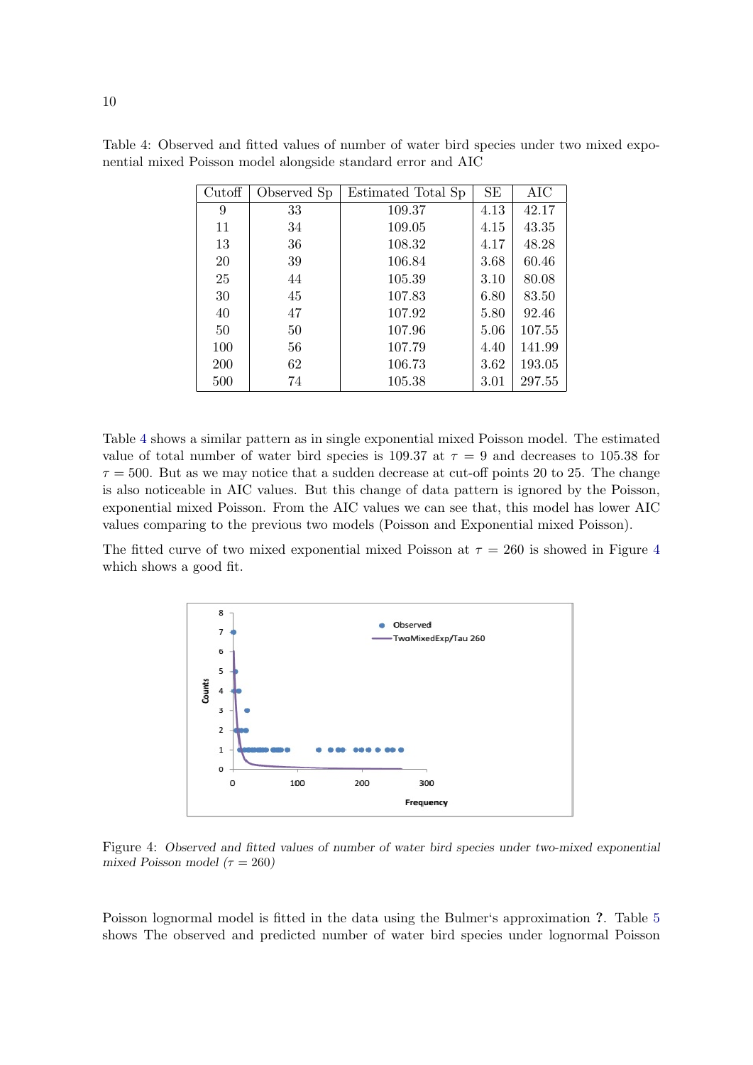Table 4: Observed and fitted values of number of water bird species under two mixed exponential mixed Poisson model alongside standard error and AIC

| Cutoff | Observed Sp | Estimated Total Sp | SE | AIC |
|---|---|---|---|---|
| 9 | 33 | 109.37 | 4.13 | 42.17 |
| 11 | 34 | 109.05 | 4.15 | 43.35 |
| 13 | 36 | 108.32 | 4.17 | 48.28 |
| 20 | 39 | 106.84 | 3.68 | 60.46 |
| 25 | 44 | 105.39 | 3.10 | 80.08 |
| 30 | 45 | 107.83 | 6.80 | 83.50 |
| 40 | 47 | 107.92 | 5.80 | 92.46 |
| 50 | 50 | 107.96 | 5.06 | 107.55 |
| 100 | 56 | 107.79 | 4.40 | 141.99 |
| 200 | 62 | 106.73 | 3.62 | 193.05 |
| 500 | 74 | 105.38 | 3.01 | 297.55 |

Table 4 shows a similar pattern as in single exponential mixed Poisson model. The estimated value of total number of water bird species is 109.37 at $\tau = 9$ and decreases to 105.38 for $\tau = 500$. But as we may notice that a sudden decrease at cut-off points 20 to 25. The change is also noticeable in AIC values. But this change of data pattern is ignored by the Poisson, exponential mixed Poisson. From the AIC values we can see that, this model has lower AIC values comparing to the previous two models (Poisson and Exponential mixed Poisson).

The fitted curve of two mixed exponential mixed Poisson at $\tau = 260$ is showed in Figure 4 which shows a good fit.

Figure 4: *Observed and fitted values of number of water bird species under two-mixed exponential mixed Poisson model ($\tau = 260$)*

Poisson lognormal model is fitted in the data using the Bulmer's approximation ?. Table 5 shows The observed and predicted number of water bird species under lognormal Poisson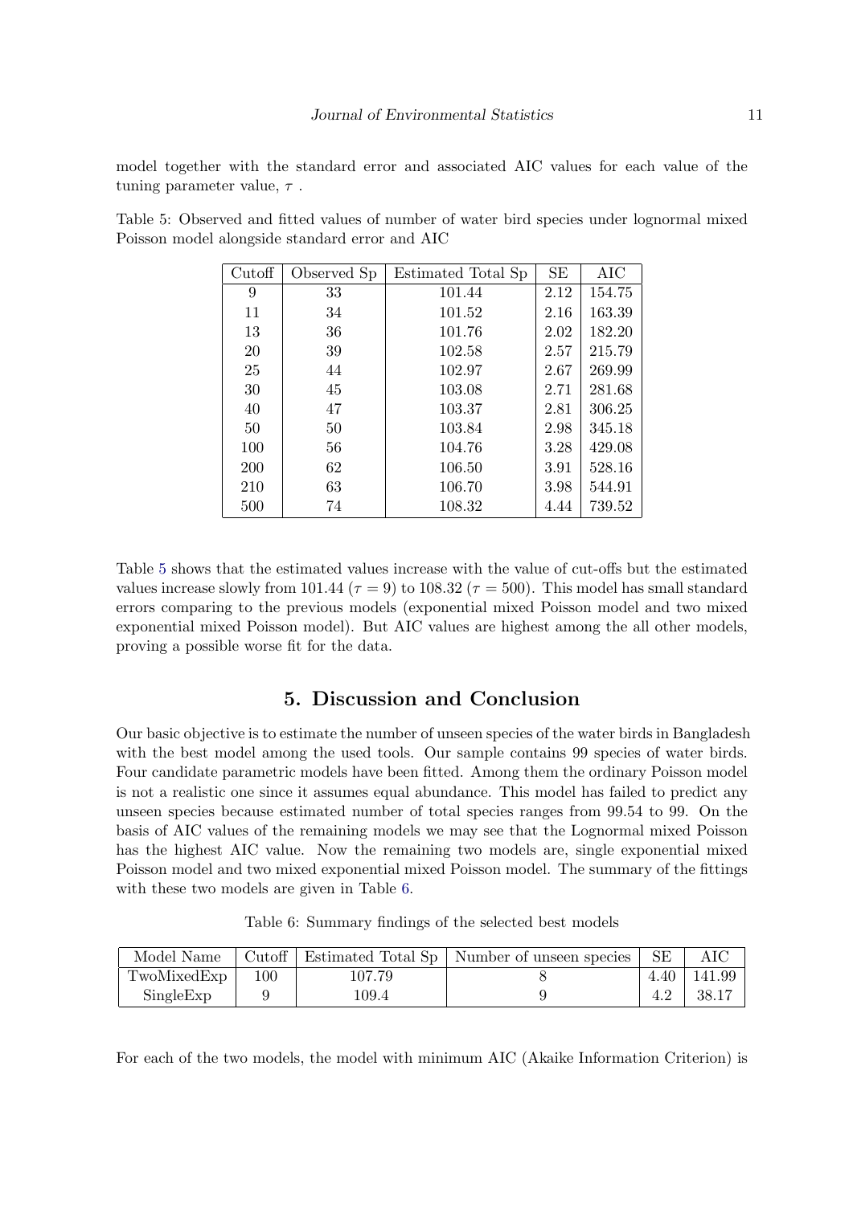model together with the standard error and associated AIC values for each value of the tuning parameter value, $\tau$ .

Table 5: Observed and fitted values of number of water bird species under lognormal mixed Poisson model alongside standard error and AIC

| Cutoff | Observed Sp | Estimated Total Sp | SE | AIC |
|---|---|---|---|---|
| 9 | 33 | 101.44 | 2.12 | 154.75 |
| 11 | 34 | 101.52 | 2.16 | 163.39 |
| 13 | 36 | 101.76 | 2.02 | 182.20 |
| 20 | 39 | 102.58 | 2.57 | 215.79 |
| 25 | 44 | 102.97 | 2.67 | 269.99 |
| 30 | 45 | 103.08 | 2.71 | 281.68 |
| 40 | 47 | 103.37 | 2.81 | 306.25 |
| 50 | 50 | 103.84 | 2.98 | 345.18 |
| 100 | 56 | 104.76 | 3.28 | 429.08 |
| 200 | 62 | 106.50 | 3.91 | 528.16 |
| 210 | 63 | 106.70 | 3.98 | 544.91 |
| 500 | 74 | 108.32 | 4.44 | 739.52 |

Table 5 shows that the estimated values increase with the value of cut-offs but the estimated values increase slowly from 101.44 ($\tau = 9$) to 108.32 ($\tau = 500$). This model has small standard errors comparing to the previous models (exponential mixed Poisson model and two mixed exponential mixed Poisson model). But AIC values are highest among the all other models, proving a possible worse fit for the data.

## 5. Discussion and Conclusion

Our basic objective is to estimate the number of unseen species of the water birds in Bangladesh with the best model among the used tools. Our sample contains 99 species of water birds. Four candidate parametric models have been fitted. Among them the ordinary Poisson model is not a realistic one since it assumes equal abundance. This model has failed to predict any unseen species because estimated number of total species ranges from 99.54 to 99. On the basis of AIC values of the remaining models we may see that the Lognormal mixed Poisson has the highest AIC value. Now the remaining two models are, single exponential mixed Poisson model and two mixed exponential mixed Poisson model. The summary of the fittings with these two models are given in Table 6.

Table 6: Summary findings of the selected best models

| Model Name | Cutoff | Estimated Total Sp | Number of unseen species | SE | AIC |
|---|---|---|---|---|---|
| TwoMixedExp | 100 | 107.79 | 8 | 4.40 | 141.99 |
| SingleExp | 9 | 109.4 | 9 | 4.2 | 38.17 |

For each of the two models, the model with minimum AIC (Akaike Information Criterion) is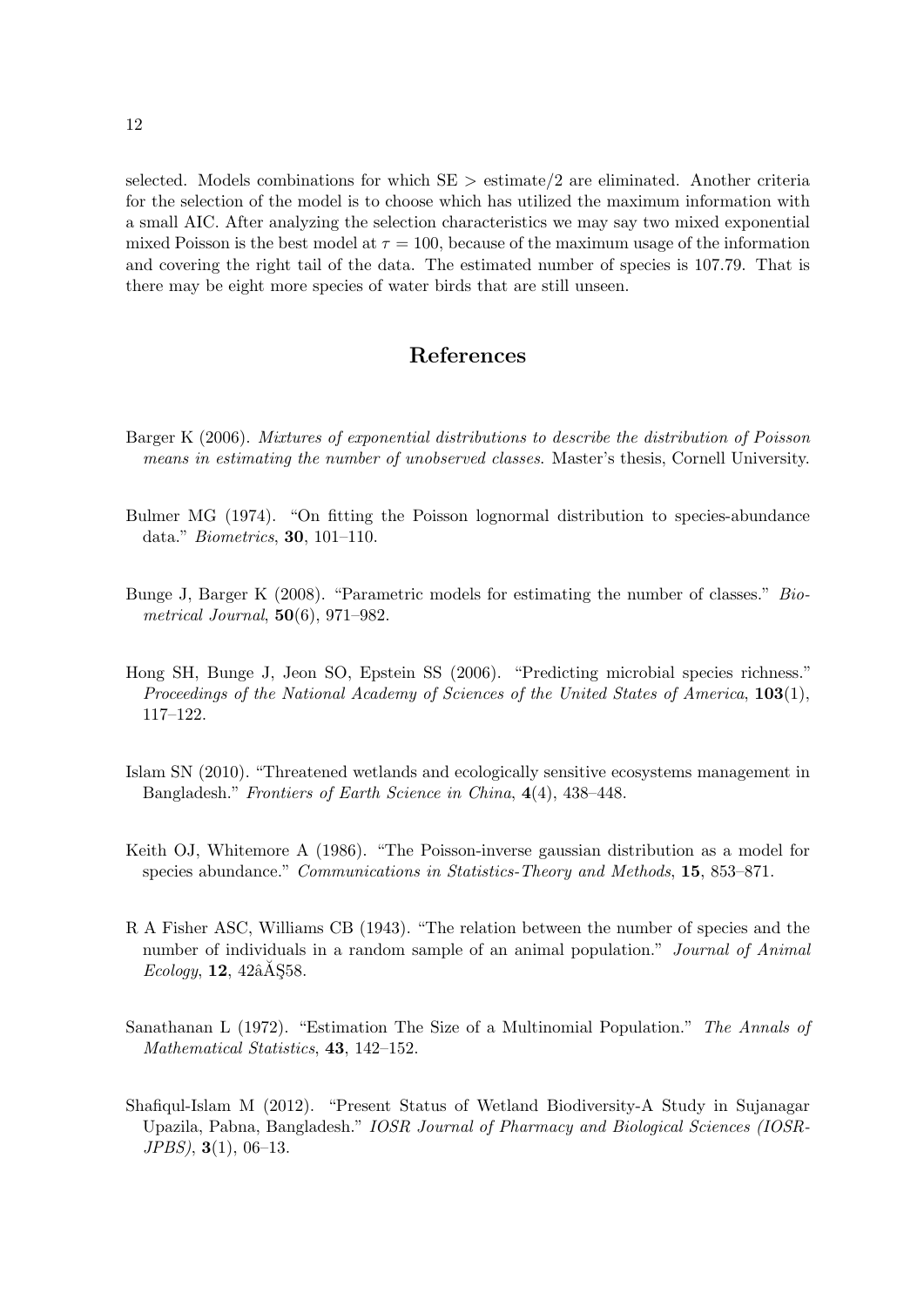selected. Models combinations for which SE > estimate/2 are eliminated. Another criteria for the selection of the model is to choose which has utilized the maximum information with a small AIC. After analyzing the selection characteristics we may say two mixed exponential mixed Poisson is the best model at $\tau = 100$, because of the maximum usage of the information and covering the right tail of the data. The estimated number of species is 107.79. That is there may be eight more species of water birds that are still unseen.

# References

Barger K (2006). *Mixtures of exponential distributions to describe the distribution of Poisson means in estimating the number of unobserved classes*. Master's thesis, Cornell University.

Bulmer MG (1974). "On fitting the Poisson lognormal distribution to species-abundance data." *Biometrics*, **30**, 101–110.

Bunge J, Barger K (2008). "Parametric models for estimating the number of classes." *Biometrical Journal*, **50**(6), 971–982.

Hong SH, Bunge J, Jeon SO, Epstein SS (2006). "Predicting microbial species richness." *Proceedings of the National Academy of Sciences of the United States of America*, **103**(1), 117–122.

Islam SN (2010). "Threatened wetlands and ecologically sensitive ecosystems management in Bangladesh." *Frontiers of Earth Science in China*, **4**(4), 438–448.

Keith OJ, Whitemore A (1986). "The Poisson-inverse gaussian distribution as a model for species abundance." *Communications in Statistics-Theory and Methods*, **15**, 853–871.

R A Fisher ASC, Williams CB (1943). "The relation between the number of species and the number of individuals in a random sample of an animal population." *Journal of Animal Ecology*, **12**, 42âĂŞ58.

Sanathanan L (1972). "Estimation The Size of a Multinomial Population." *The Annals of Mathematical Statistics*, **43**, 142–152.

Shafiqul-Islam M (2012). "Present Status of Wetland Biodiversity-A Study in Sujanagar Upazila, Pabna, Bangladesh." *IOSR Journal of Pharmacy and Biological Sciences (IOSR-JPBS)*, **3**(1), 06–13.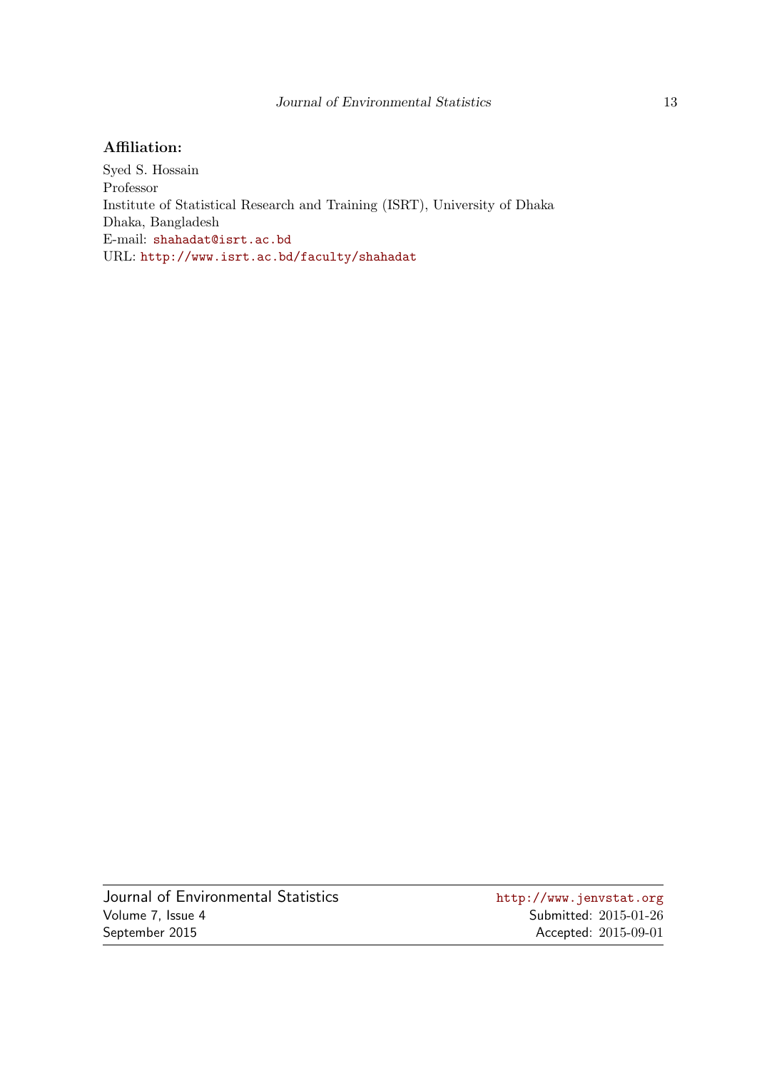**Affiliation:**

Syed S. Hossain
Professor
Institute of Statistical Research and Training (ISRT), University of Dhaka
Dhaka, Bangladesh
E-mail: shahadat@isrt.ac.bd
URL: http://www.isrt.ac.bd/faculty/shahadat

Journal of Environmental Statistics http://www.jenvstat.org
Volume 7, Issue 4 Submitted: 2015-01-26
September 2015 Accepted: 2015-09-01